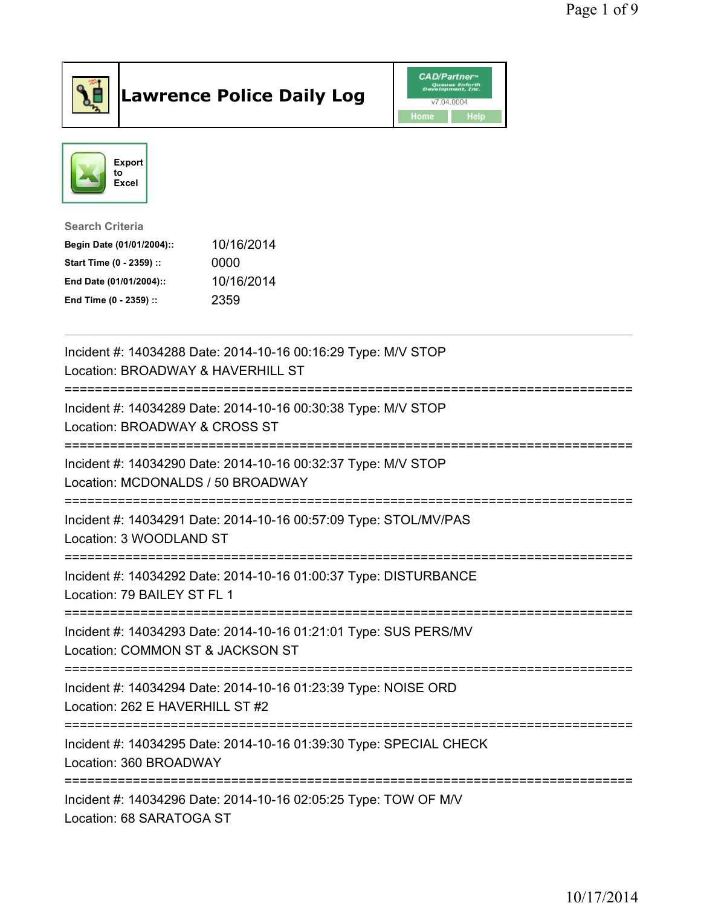# Lawrence Police Daily Log

Export to Excel

**Search Criteria**

| | |
|---|---|
| **Begin Date (01/01/2004)::** | 10/16/2014 |
| **Start Time (0 - 2359) ::** | 0000 |
| **End Date (01/01/2004)::** | 10/16/2014 |
| **End Time (0 - 2359) ::** | 2359 |

---

Incident #: 14034288 Date: 2014-10-16 00:16:29 Type: M/V STOP
Location: BROADWAY & HAVERHILL ST

===========================================================================

Incident #: 14034289 Date: 2014-10-16 00:30:38 Type: M/V STOP
Location: BROADWAY & CROSS ST

===========================================================================

Incident #: 14034290 Date: 2014-10-16 00:32:37 Type: M/V STOP
Location: MCDONALDS / 50 BROADWAY

===========================================================================

Incident #: 14034291 Date: 2014-10-16 00:57:09 Type: STOL/MV/PAS
Location: 3 WOODLAND ST

===========================================================================

Incident #: 14034292 Date: 2014-10-16 01:00:37 Type: DISTURBANCE
Location: 79 BAILEY ST FL 1

===========================================================================

Incident #: 14034293 Date: 2014-10-16 01:21:01 Type: SUS PERS/MV
Location: COMMON ST & JACKSON ST

===========================================================================

Incident #: 14034294 Date: 2014-10-16 01:23:39 Type: NOISE ORD
Location: 262 E HAVERHILL ST #2

===========================================================================

Incident #: 14034295 Date: 2014-10-16 01:39:30 Type: SPECIAL CHECK
Location: 360 BROADWAY

===========================================================================

Incident #: 14034296 Date: 2014-10-16 02:05:25 Type: TOW OF M/V
Location: 68 SARATOGA ST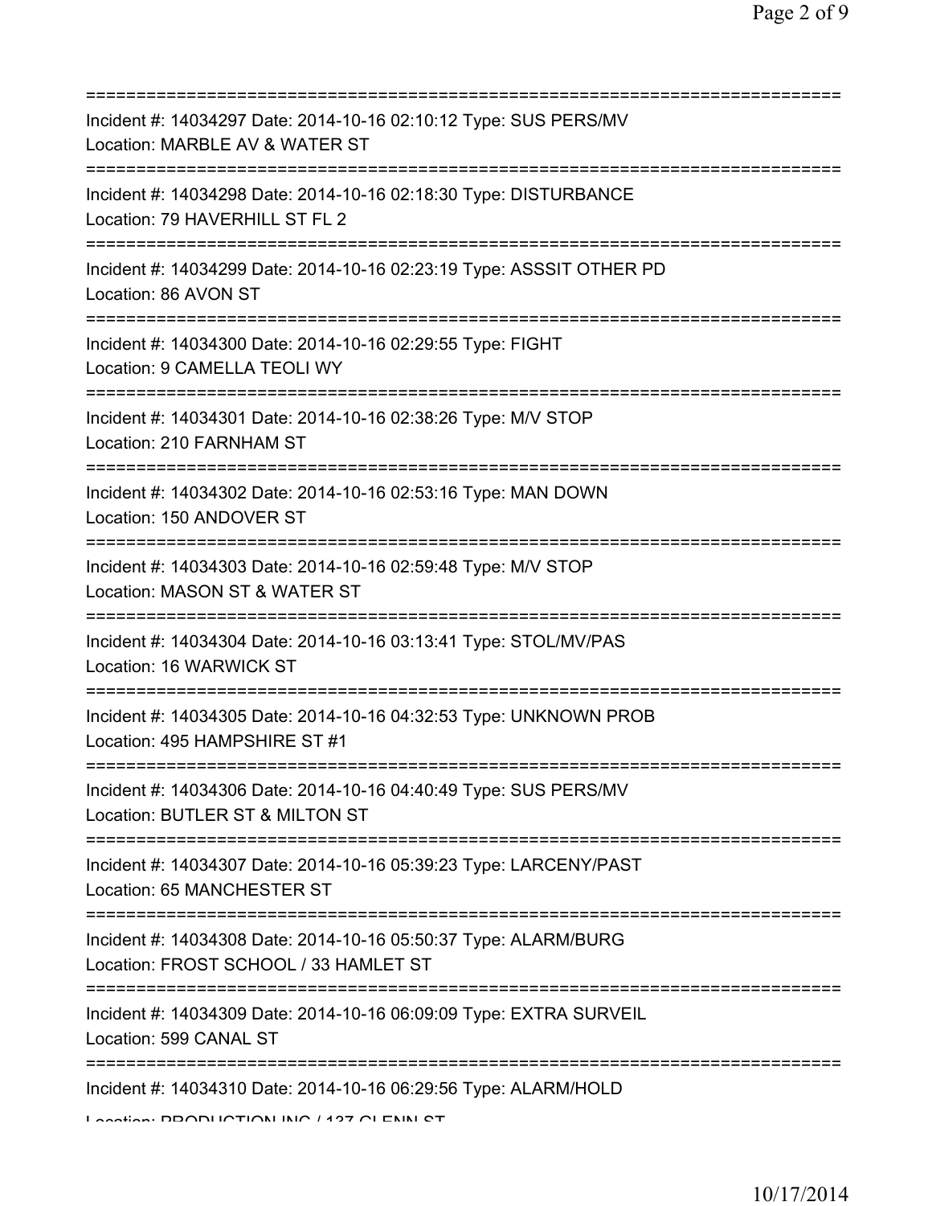==============================================================================
Incident #: 14034297 Date: 2014-10-16 02:10:12 Type: SUS PERS/MV
Location: MARBLE AV & WATER ST
==============================================================================
Incident #: 14034298 Date: 2014-10-16 02:18:30 Type: DISTURBANCE
Location: 79 HAVERHILL ST FL 2
==============================================================================
Incident #: 14034299 Date: 2014-10-16 02:23:19 Type: ASSSIT OTHER PD
Location: 86 AVON ST
==============================================================================
Incident #: 14034300 Date: 2014-10-16 02:29:55 Type: FIGHT
Location: 9 CAMELLA TEOLI WY
==============================================================================
Incident #: 14034301 Date: 2014-10-16 02:38:26 Type: M/V STOP
Location: 210 FARNHAM ST
==============================================================================
Incident #: 14034302 Date: 2014-10-16 02:53:16 Type: MAN DOWN
Location: 150 ANDOVER ST
==============================================================================
Incident #: 14034303 Date: 2014-10-16 02:59:48 Type: M/V STOP
Location: MASON ST & WATER ST
==============================================================================
Incident #: 14034304 Date: 2014-10-16 03:13:41 Type: STOL/MV/PAS
Location: 16 WARWICK ST
==============================================================================
Incident #: 14034305 Date: 2014-10-16 04:32:53 Type: UNKNOWN PROB
Location: 495 HAMPSHIRE ST #1
==============================================================================
Incident #: 14034306 Date: 2014-10-16 04:40:49 Type: SUS PERS/MV
Location: BUTLER ST & MILTON ST
==============================================================================
Incident #: 14034307 Date: 2014-10-16 05:39:23 Type: LARCENY/PAST
Location: 65 MANCHESTER ST
==============================================================================
Incident #: 14034308 Date: 2014-10-16 05:50:37 Type: ALARM/BURG
Location: FROST SCHOOL / 33 HAMLET ST
==============================================================================
Incident #: 14034309 Date: 2014-10-16 06:09:09 Type: EXTRA SURVEIL
Location: 599 CANAL ST
==============================================================================
Incident #: 14034310 Date: 2014-10-16 06:29:56 Type: ALARM/HOLD
Location: PRODUCTION INC / 137 GLENN ST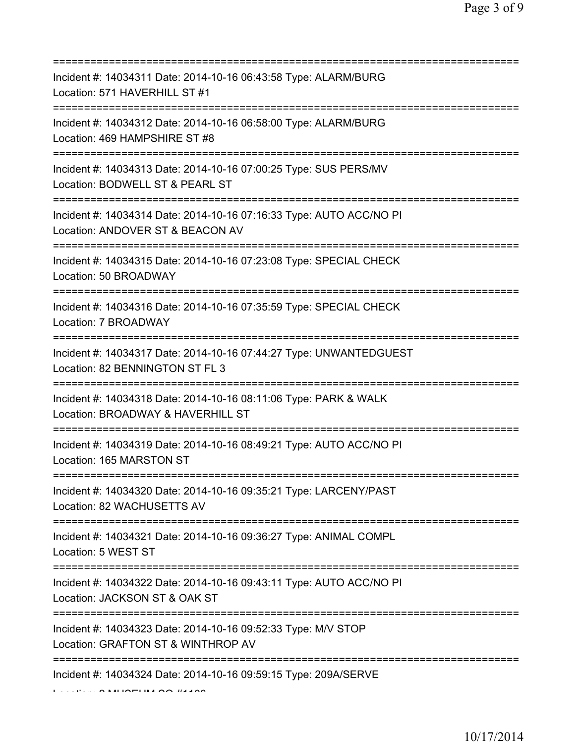===========================================================================
Incident #: 14034311 Date: 2014-10-16 06:43:58 Type: ALARM/BURG
Location: 571 HAVERHILL ST #1
===========================================================================
Incident #: 14034312 Date: 2014-10-16 06:58:00 Type: ALARM/BURG
Location: 469 HAMPSHIRE ST #8
===========================================================================
Incident #: 14034313 Date: 2014-10-16 07:00:25 Type: SUS PERS/MV
Location: BODWELL ST & PEARL ST
===========================================================================
Incident #: 14034314 Date: 2014-10-16 07:16:33 Type: AUTO ACC/NO PI
Location: ANDOVER ST & BEACON AV
===========================================================================
Incident #: 14034315 Date: 2014-10-16 07:23:08 Type: SPECIAL CHECK
Location: 50 BROADWAY
===========================================================================
Incident #: 14034316 Date: 2014-10-16 07:35:59 Type: SPECIAL CHECK
Location: 7 BROADWAY
===========================================================================
Incident #: 14034317 Date: 2014-10-16 07:44:27 Type: UNWANTEDGUEST
Location: 82 BENNINGTON ST FL 3
===========================================================================
Incident #: 14034318 Date: 2014-10-16 08:11:06 Type: PARK & WALK
Location: BROADWAY & HAVERHILL ST
===========================================================================
Incident #: 14034319 Date: 2014-10-16 08:49:21 Type: AUTO ACC/NO PI
Location: 165 MARSTON ST
===========================================================================
Incident #: 14034320 Date: 2014-10-16 09:35:21 Type: LARCENY/PAST
Location: 82 WACHUSETTS AV
===========================================================================
Incident #: 14034321 Date: 2014-10-16 09:36:27 Type: ANIMAL COMPL
Location: 5 WEST ST
===========================================================================
Incident #: 14034322 Date: 2014-10-16 09:43:11 Type: AUTO ACC/NO PI
Location: JACKSON ST & OAK ST
===========================================================================
Incident #: 14034323 Date: 2014-10-16 09:52:33 Type: M/V STOP
Location: GRAFTON ST & WINTHROP AV
===========================================================================
Incident #: 14034324 Date: 2014-10-16 09:59:15 Type: 209A/SERVE
Location: 2 MUSEUM SQ #1106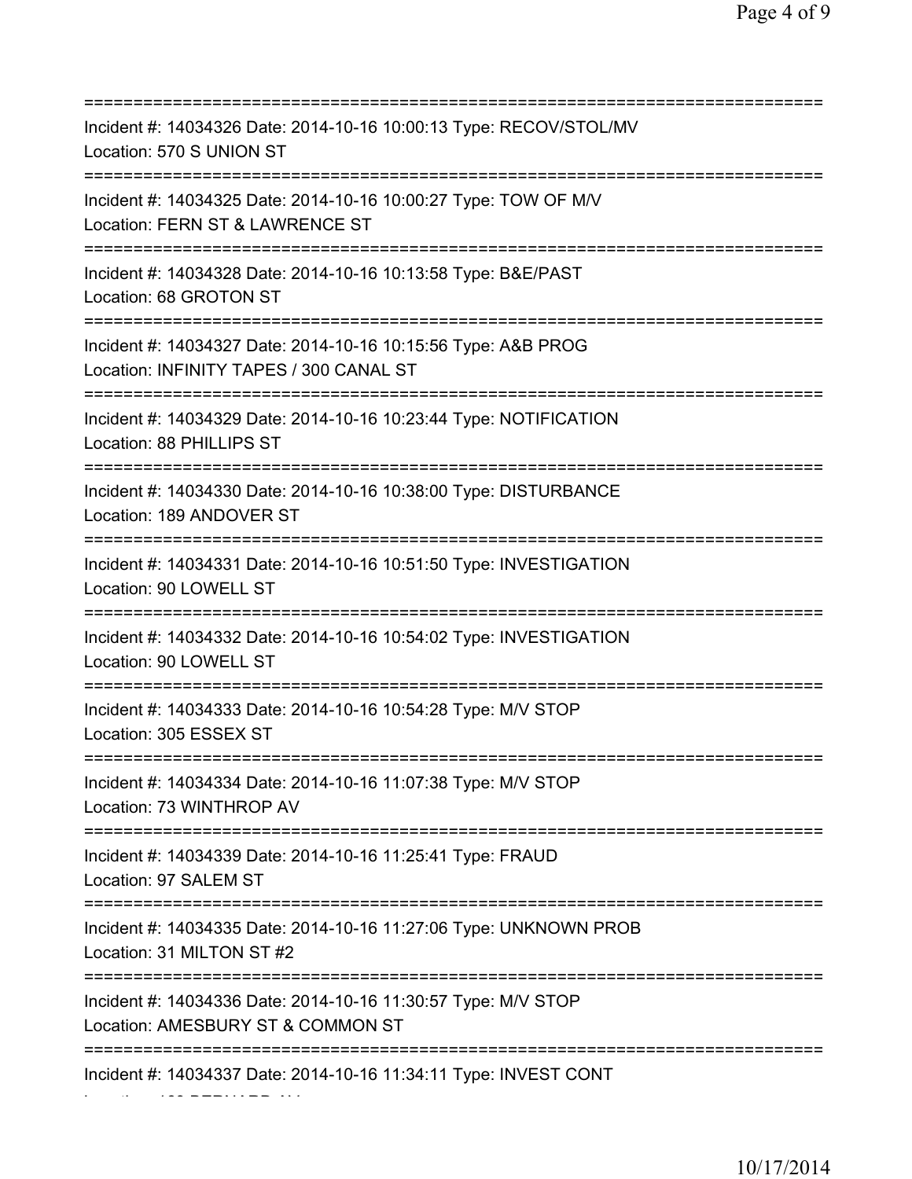==============================================================================

Incident #: 14034326 Date: 2014-10-16 10:00:13 Type: RECOV/STOL/MV
Location: 570 S UNION ST

==============================================================================

Incident #: 14034325 Date: 2014-10-16 10:00:27 Type: TOW OF M/V
Location: FERN ST & LAWRENCE ST

==============================================================================

Incident #: 14034328 Date: 2014-10-16 10:13:58 Type: B&E/PAST
Location: 68 GROTON ST

==============================================================================

Incident #: 14034327 Date: 2014-10-16 10:15:56 Type: A&B PROG
Location: INFINITY TAPES / 300 CANAL ST

==============================================================================

Incident #: 14034329 Date: 2014-10-16 10:23:44 Type: NOTIFICATION
Location: 88 PHILLIPS ST

==============================================================================

Incident #: 14034330 Date: 2014-10-16 10:38:00 Type: DISTURBANCE
Location: 189 ANDOVER ST

==============================================================================

Incident #: 14034331 Date: 2014-10-16 10:51:50 Type: INVESTIGATION
Location: 90 LOWELL ST

==============================================================================

Incident #: 14034332 Date: 2014-10-16 10:54:02 Type: INVESTIGATION
Location: 90 LOWELL ST

==============================================================================

Incident #: 14034333 Date: 2014-10-16 10:54:28 Type: M/V STOP
Location: 305 ESSEX ST

==============================================================================

Incident #: 14034334 Date: 2014-10-16 11:07:38 Type: M/V STOP
Location: 73 WINTHROP AV

==============================================================================

Incident #: 14034339 Date: 2014-10-16 11:25:41 Type: FRAUD
Location: 97 SALEM ST

==============================================================================

Incident #: 14034335 Date: 2014-10-16 11:27:06 Type: UNKNOWN PROB
Location: 31 MILTON ST #2

==============================================================================

Incident #: 14034336 Date: 2014-10-16 11:30:57 Type: M/V STOP
Location: AMESBURY ST & COMMON ST

==============================================================================

Incident #: 14034337 Date: 2014-10-16 11:34:11 Type: INVEST CONT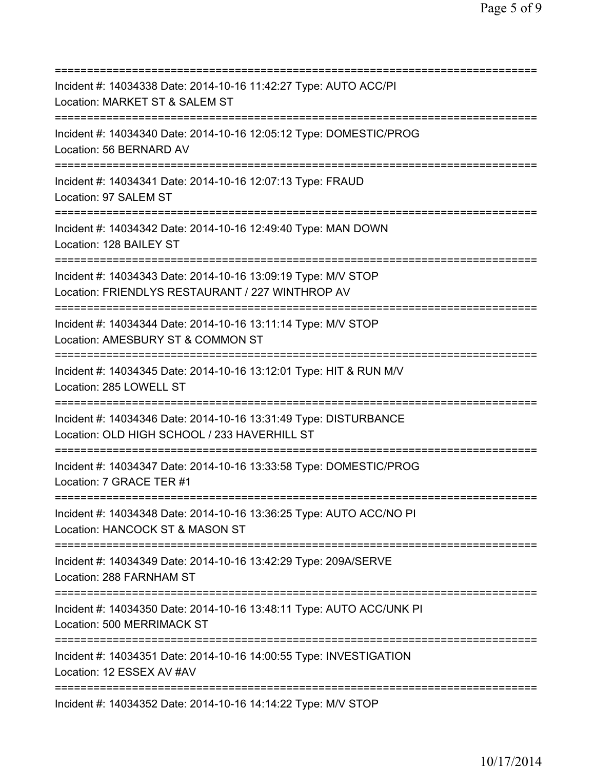===========================================================================
Incident #: 14034338 Date: 2014-10-16 11:42:27 Type: AUTO ACC/PI
Location: MARKET ST & SALEM ST
===========================================================================
Incident #: 14034340 Date: 2014-10-16 12:05:12 Type: DOMESTIC/PROG
Location: 56 BERNARD AV
===========================================================================
Incident #: 14034341 Date: 2014-10-16 12:07:13 Type: FRAUD
Location: 97 SALEM ST
===========================================================================
Incident #: 14034342 Date: 2014-10-16 12:49:40 Type: MAN DOWN
Location: 128 BAILEY ST
===========================================================================
Incident #: 14034343 Date: 2014-10-16 13:09:19 Type: M/V STOP
Location: FRIENDLYS RESTAURANT / 227 WINTHROP AV
===========================================================================
Incident #: 14034344 Date: 2014-10-16 13:11:14 Type: M/V STOP
Location: AMESBURY ST & COMMON ST
===========================================================================
Incident #: 14034345 Date: 2014-10-16 13:12:01 Type: HIT & RUN M/V
Location: 285 LOWELL ST
===========================================================================
Incident #: 14034346 Date: 2014-10-16 13:31:49 Type: DISTURBANCE
Location: OLD HIGH SCHOOL / 233 HAVERHILL ST
===========================================================================
Incident #: 14034347 Date: 2014-10-16 13:33:58 Type: DOMESTIC/PROG
Location: 7 GRACE TER #1
===========================================================================
Incident #: 14034348 Date: 2014-10-16 13:36:25 Type: AUTO ACC/NO PI
Location: HANCOCK ST & MASON ST
===========================================================================
Incident #: 14034349 Date: 2014-10-16 13:42:29 Type: 209A/SERVE
Location: 288 FARNHAM ST
===========================================================================
Incident #: 14034350 Date: 2014-10-16 13:48:11 Type: AUTO ACC/UNK PI
Location: 500 MERRIMACK ST
===========================================================================
Incident #: 14034351 Date: 2014-10-16 14:00:55 Type: INVESTIGATION
Location: 12 ESSEX AV #AV
===========================================================================
Incident #: 14034352 Date: 2014-10-16 14:14:22 Type: M/V STOP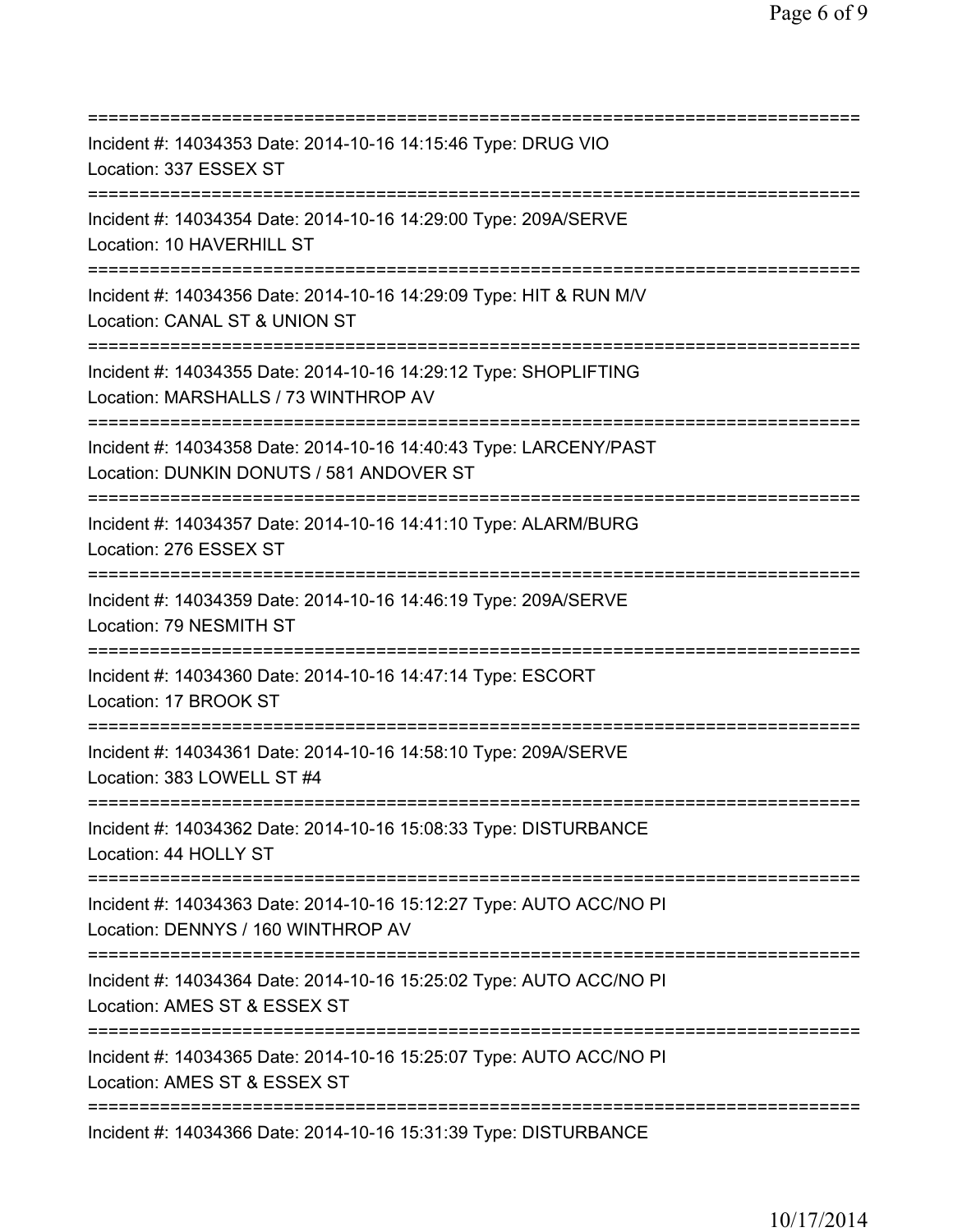==============================================================================

Incident #: 14034353 Date: 2014-10-16 14:15:46 Type: DRUG VIO
Location: 337 ESSEX ST

==============================================================================

Incident #: 14034354 Date: 2014-10-16 14:29:00 Type: 209A/SERVE
Location: 10 HAVERHILL ST

==============================================================================

Incident #: 14034356 Date: 2014-10-16 14:29:09 Type: HIT & RUN M/V
Location: CANAL ST & UNION ST

==============================================================================

Incident #: 14034355 Date: 2014-10-16 14:29:12 Type: SHOPLIFTING
Location: MARSHALLS / 73 WINTHROP AV

==============================================================================

Incident #: 14034358 Date: 2014-10-16 14:40:43 Type: LARCENY/PAST
Location: DUNKIN DONUTS / 581 ANDOVER ST

==============================================================================

Incident #: 14034357 Date: 2014-10-16 14:41:10 Type: ALARM/BURG
Location: 276 ESSEX ST

==============================================================================

Incident #: 14034359 Date: 2014-10-16 14:46:19 Type: 209A/SERVE
Location: 79 NESMITH ST

==============================================================================

Incident #: 14034360 Date: 2014-10-16 14:47:14 Type: ESCORT
Location: 17 BROOK ST

==============================================================================

Incident #: 14034361 Date: 2014-10-16 14:58:10 Type: 209A/SERVE
Location: 383 LOWELL ST #4

==============================================================================

Incident #: 14034362 Date: 2014-10-16 15:08:33 Type: DISTURBANCE
Location: 44 HOLLY ST

==============================================================================

Incident #: 14034363 Date: 2014-10-16 15:12:27 Type: AUTO ACC/NO PI
Location: DENNYS / 160 WINTHROP AV

==============================================================================

Incident #: 14034364 Date: 2014-10-16 15:25:02 Type: AUTO ACC/NO PI
Location: AMES ST & ESSEX ST

==============================================================================

Incident #: 14034365 Date: 2014-10-16 15:25:07 Type: AUTO ACC/NO PI
Location: AMES ST & ESSEX ST

==============================================================================

Incident #: 14034366 Date: 2014-10-16 15:31:39 Type: DISTURBANCE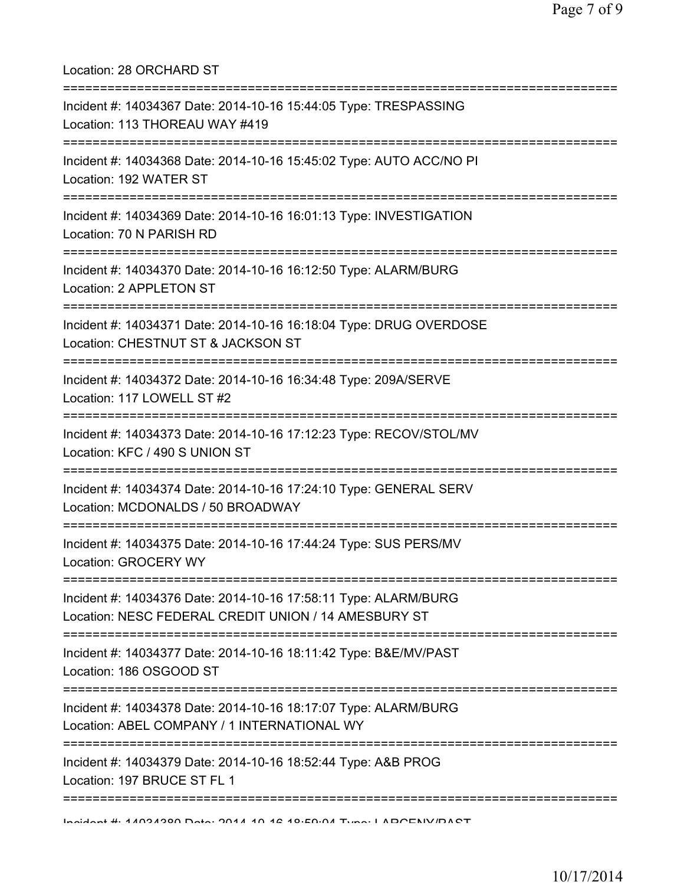Location: 28 ORCHARD ST

===========================================================================

Incident #: 14034367 Date: 2014-10-16 15:44:05 Type: TRESPASSING
Location: 113 THOREAU WAY #419

===========================================================================

Incident #: 14034368 Date: 2014-10-16 15:45:02 Type: AUTO ACC/NO PI
Location: 192 WATER ST

===========================================================================

Incident #: 14034369 Date: 2014-10-16 16:01:13 Type: INVESTIGATION
Location: 70 N PARISH RD

===========================================================================

Incident #: 14034370 Date: 2014-10-16 16:12:50 Type: ALARM/BURG
Location: 2 APPLETON ST

===========================================================================

Incident #: 14034371 Date: 2014-10-16 16:18:04 Type: DRUG OVERDOSE
Location: CHESTNUT ST & JACKSON ST

===========================================================================

Incident #: 14034372 Date: 2014-10-16 16:34:48 Type: 209A/SERVE
Location: 117 LOWELL ST #2

===========================================================================

Incident #: 14034373 Date: 2014-10-16 17:12:23 Type: RECOV/STOL/MV
Location: KFC / 490 S UNION ST

===========================================================================

Incident #: 14034374 Date: 2014-10-16 17:24:10 Type: GENERAL SERV
Location: MCDONALDS / 50 BROADWAY

===========================================================================

Incident #: 14034375 Date: 2014-10-16 17:44:24 Type: SUS PERS/MV
Location: GROCERY WY

===========================================================================

Incident #: 14034376 Date: 2014-10-16 17:58:11 Type: ALARM/BURG
Location: NESC FEDERAL CREDIT UNION / 14 AMESBURY ST

===========================================================================

Incident #: 14034377 Date: 2014-10-16 18:11:42 Type: B&E/MV/PAST
Location: 186 OSGOOD ST

===========================================================================

Incident #: 14034378 Date: 2014-10-16 18:17:07 Type: ALARM/BURG
Location: ABEL COMPANY / 1 INTERNATIONAL WY

===========================================================================

Incident #: 14034379 Date: 2014-10-16 18:52:44 Type: A&B PROG
Location: 197 BRUCE ST FL 1

===========================================================================

Incident #: 14034380 Date: 2014-10-16 18:59:04 Type: LARCENY/PAST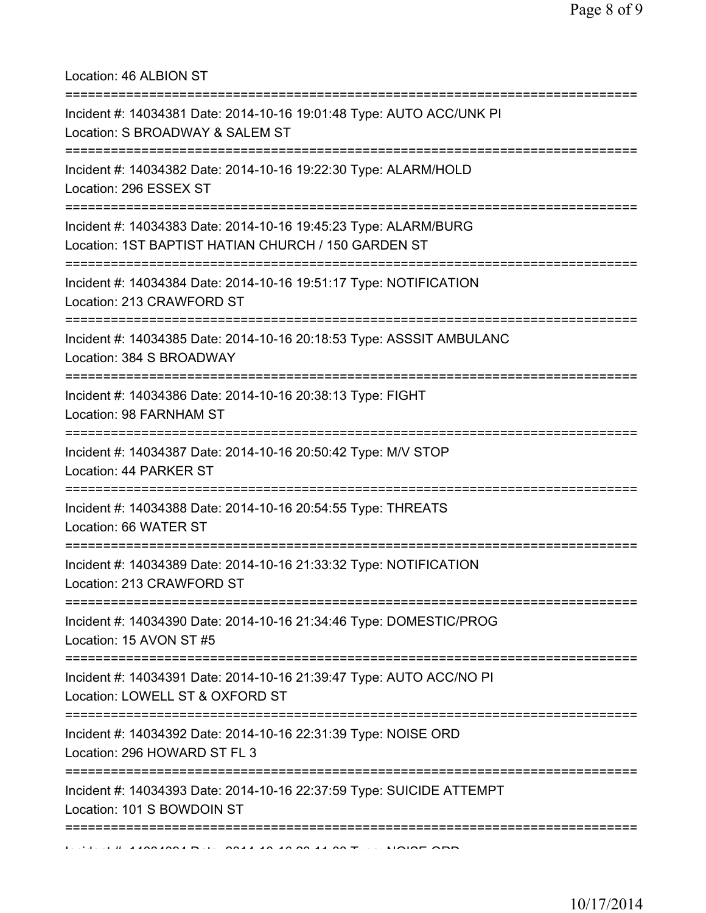Location: 46 ALBION ST

===========================================================================

Incident #: 14034381 Date: 2014-10-16 19:01:48 Type: AUTO ACC/UNK PI
Location: S BROADWAY & SALEM ST

===========================================================================

Incident #: 14034382 Date: 2014-10-16 19:22:30 Type: ALARM/HOLD
Location: 296 ESSEX ST

===========================================================================

Incident #: 14034383 Date: 2014-10-16 19:45:23 Type: ALARM/BURG
Location: 1ST BAPTIST HATIAN CHURCH / 150 GARDEN ST

===========================================================================

Incident #: 14034384 Date: 2014-10-16 19:51:17 Type: NOTIFICATION
Location: 213 CRAWFORD ST

===========================================================================

Incident #: 14034385 Date: 2014-10-16 20:18:53 Type: ASSSIT AMBULANC
Location: 384 S BROADWAY

===========================================================================

Incident #: 14034386 Date: 2014-10-16 20:38:13 Type: FIGHT
Location: 98 FARNHAM ST

===========================================================================

Incident #: 14034387 Date: 2014-10-16 20:50:42 Type: M/V STOP
Location: 44 PARKER ST

===========================================================================

Incident #: 14034388 Date: 2014-10-16 20:54:55 Type: THREATS
Location: 66 WATER ST

===========================================================================

Incident #: 14034389 Date: 2014-10-16 21:33:32 Type: NOTIFICATION
Location: 213 CRAWFORD ST

===========================================================================

Incident #: 14034390 Date: 2014-10-16 21:34:46 Type: DOMESTIC/PROG
Location: 15 AVON ST #5

===========================================================================

Incident #: 14034391 Date: 2014-10-16 21:39:47 Type: AUTO ACC/NO PI
Location: LOWELL ST & OXFORD ST

===========================================================================

Incident #: 14034392 Date: 2014-10-16 22:31:39 Type: NOISE ORD
Location: 296 HOWARD ST FL 3

===========================================================================

Incident #: 14034393 Date: 2014-10-16 22:37:59 Type: SUICIDE ATTEMPT
Location: 101 S BOWDOIN ST

===========================================================================

Incident #: 14034394 Date: 2014-10-16 23:11:08 Type: NOISE ORD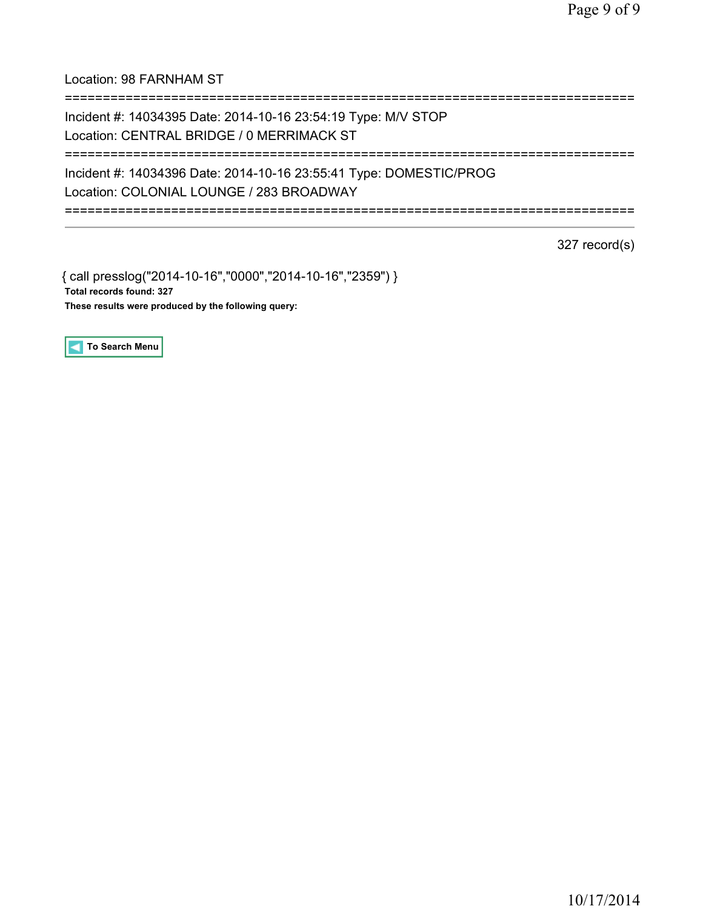Location: 98 FARNHAM ST

===========================================================================

Incident #: 14034395 Date: 2014-10-16 23:54:19 Type: M/V STOP

Location: CENTRAL BRIDGE / 0 MERRIMACK ST

===========================================================================

Incident #: 14034396 Date: 2014-10-16 23:55:41 Type: DOMESTIC/PROG

Location: COLONIAL LOUNGE / 283 BROADWAY

===========================================================================

327 record(s)

{ call presslog("2014-10-16","0000","2014-10-16","2359") }

**Total records found: 327**

**These results were produced by the following query:**

To Search Menu